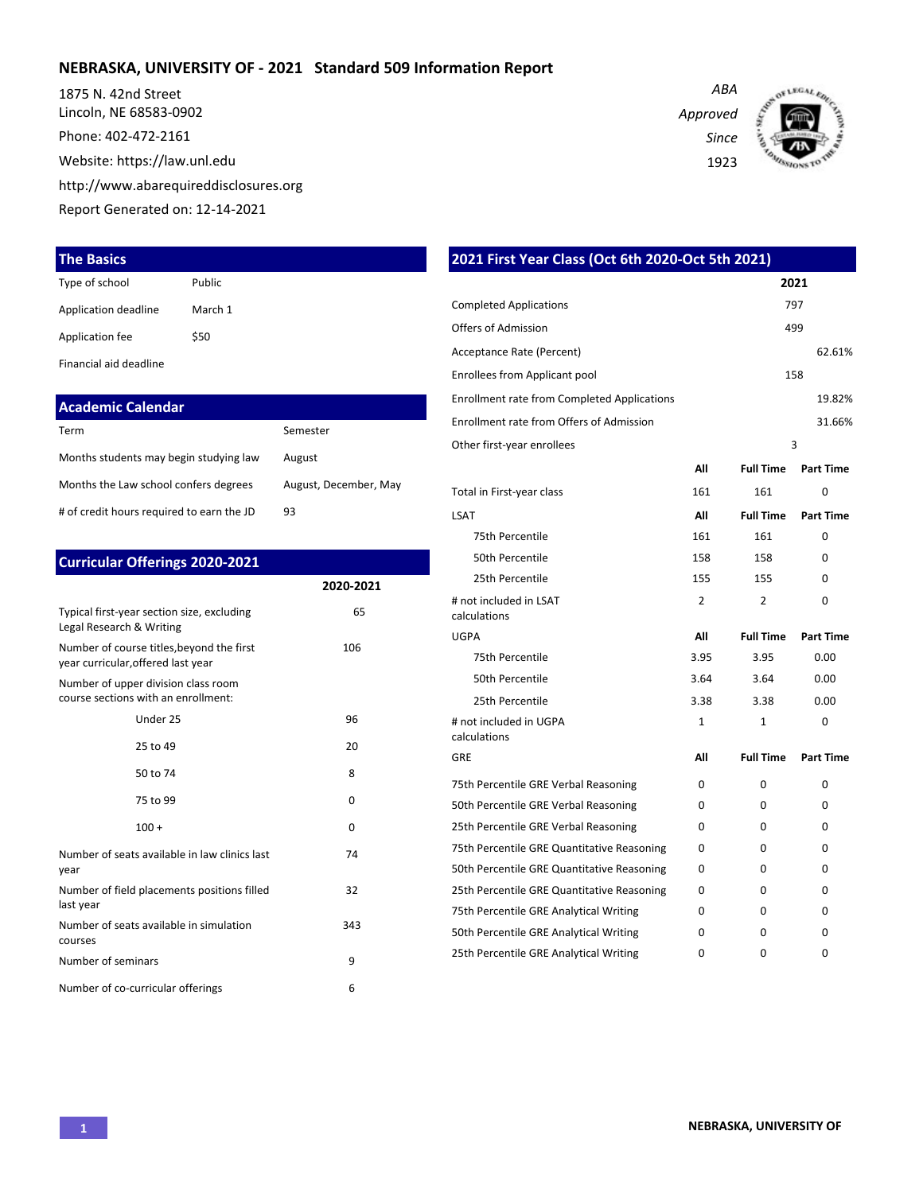# NEBRASKA, UNIVERSITY OF - 2021 Standard 509 Information Report

1875 N. 42nd Street
Lincoln, NE 68583-0902

Phone: 402-472-2161

Website: https://law.unl.edu

http://www.abarequireddisclosures.org

Report Generated on: 12-14-2021

*ABA Approved Since 1923*

## The Basics

| | |
|---|---|
| Type of school | Public |
| Application deadline | March 1 |
| Application fee | $50 |
| Financial aid deadline | |

## Academic Calendar

| | |
|---|---|
| Term | Semester |
| Months students may begin studying law | August |
| Months the Law school confers degrees | August, December, May |
| # of credit hours required to earn the JD | 93 |

## Curricular Offerings 2020-2021

| | 2020-2021 |
|---|---|
| Typical first-year section size, excluding Legal Research & Writing | 65 |
| Number of course titles,beyond the first year curricular,offered last year | 106 |
| Number of upper division class room course sections with an enrollment: | |
| Under 25 | 96 |
| 25 to 49 | 20 |
| 50 to 74 | 8 |
| 75 to 99 | 0 |
| 100 + | 0 |
| Number of seats available in law clinics last year | 74 |
| Number of field placements positions filled last year | 32 |
| Number of seats available in simulation courses | 343 |
| Number of seminars | 9 |
| Number of co-curricular offerings | 6 |

## 2021 First Year Class (Oct 6th 2020-Oct 5th 2021)

| | 2021 |
|---|---|
| Completed Applications | 797 |
| Offers of Admission | 499 |
| Acceptance Rate (Percent) | 62.61% |
| Enrollees from Applicant pool | 158 |
| Enrollment rate from Completed Applications | 19.82% |
| Enrollment rate from Offers of Admission | 31.66% |
| Other first-year enrollees | 3 |

| | All | Full Time | Part Time |
|---|---|---|---|
| Total in First-year class | 161 | 161 | 0 |
| **LSAT** | **All** | **Full Time** | **Part Time** |
| 75th Percentile | 161 | 161 | 0 |
| 50th Percentile | 158 | 158 | 0 |
| 25th Percentile | 155 | 155 | 0 |
| # not included in LSAT calculations | 2 | 2 | 0 |
| **UGPA** | **All** | **Full Time** | **Part Time** |
| 75th Percentile | 3.95 | 3.95 | 0.00 |
| 50th Percentile | 3.64 | 3.64 | 0.00 |
| 25th Percentile | 3.38 | 3.38 | 0.00 |
| # not included in UGPA calculations | 1 | 1 | 0 |
| **GRE** | **All** | **Full Time** | **Part Time** |
| 75th Percentile GRE Verbal Reasoning | 0 | 0 | 0 |
| 50th Percentile GRE Verbal Reasoning | 0 | 0 | 0 |
| 25th Percentile GRE Verbal Reasoning | 0 | 0 | 0 |
| 75th Percentile GRE Quantitative Reasoning | 0 | 0 | 0 |
| 50th Percentile GRE Quantitative Reasoning | 0 | 0 | 0 |
| 25th Percentile GRE Quantitative Reasoning | 0 | 0 | 0 |
| 75th Percentile GRE Analytical Writing | 0 | 0 | 0 |
| 50th Percentile GRE Analytical Writing | 0 | 0 | 0 |
| 25th Percentile GRE Analytical Writing | 0 | 0 | 0 |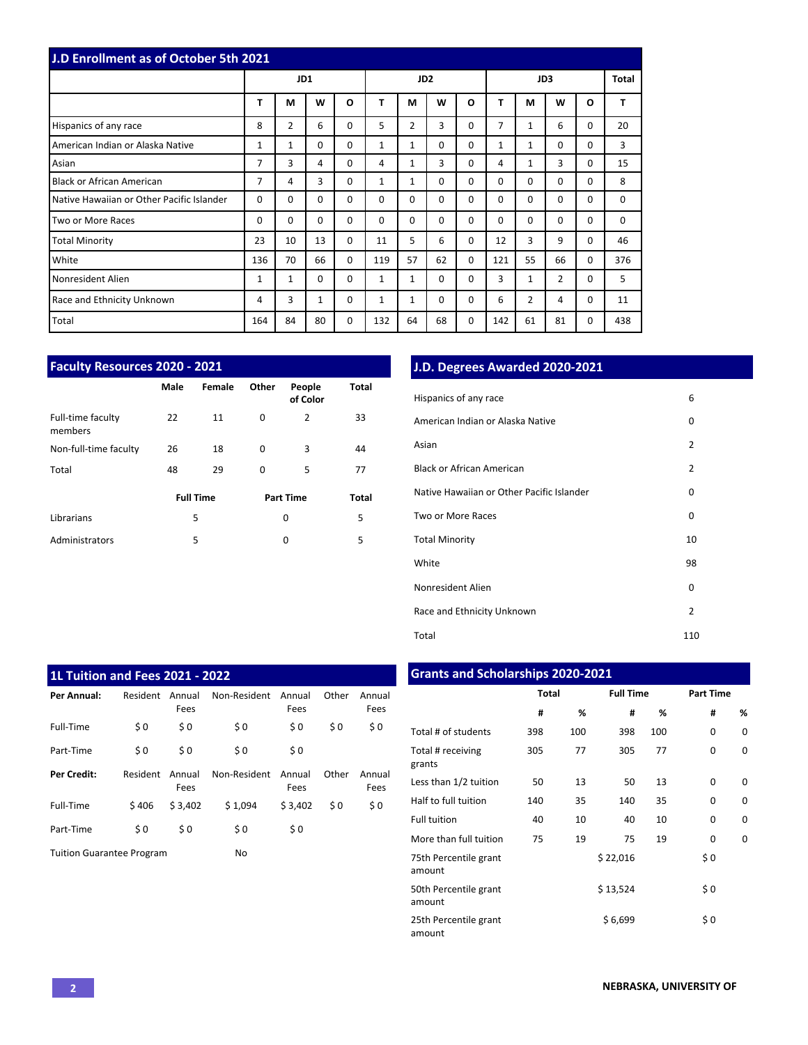## J.D Enrollment as of October 5th 2021

| | JD1 | | | | JD2 | | | | JD3 | | | | Total |
|---|---|---|---|---|---|---|---|---|---|---|---|---|---|
| | T | M | W | O | T | M | W | O | T | M | W | O | T |
| Hispanics of any race | 8 | 2 | 6 | 0 | 5 | 2 | 3 | 0 | 7 | 1 | 6 | 0 | 20 |
| American Indian or Alaska Native | 1 | 1 | 0 | 0 | 1 | 1 | 0 | 0 | 1 | 1 | 0 | 0 | 3 |
| Asian | 7 | 3 | 4 | 0 | 4 | 1 | 3 | 0 | 4 | 1 | 3 | 0 | 15 |
| Black or African American | 7 | 4 | 3 | 0 | 1 | 1 | 0 | 0 | 0 | 0 | 0 | 0 | 8 |
| Native Hawaiian or Other Pacific Islander | 0 | 0 | 0 | 0 | 0 | 0 | 0 | 0 | 0 | 0 | 0 | 0 | 0 |
| Two or More Races | 0 | 0 | 0 | 0 | 0 | 0 | 0 | 0 | 0 | 0 | 0 | 0 | 0 |
| Total Minority | 23 | 10 | 13 | 0 | 11 | 5 | 6 | 0 | 12 | 3 | 9 | 0 | 46 |
| White | 136 | 70 | 66 | 0 | 119 | 57 | 62 | 0 | 121 | 55 | 66 | 0 | 376 |
| Nonresident Alien | 1 | 1 | 0 | 0 | 1 | 1 | 0 | 0 | 3 | 1 | 2 | 0 | 5 |
| Race and Ethnicity Unknown | 4 | 3 | 1 | 0 | 1 | 1 | 0 | 0 | 6 | 2 | 4 | 0 | 11 |
| Total | 164 | 84 | 80 | 0 | 132 | 64 | 68 | 0 | 142 | 61 | 81 | 0 | 438 |

## Faculty Resources 2020 - 2021

| | Male | Female | Other | People of Color | Total |
|---|---|---|---|---|---|
| Full-time faculty members | 22 | 11 | 0 | 2 | 33 |
| Non-full-time faculty | 26 | 18 | 0 | 3 | 44 |
| Total | 48 | 29 | 0 | 5 | 77 |

| | Full Time | Part Time | Total |
|---|---|---|---|
| Librarians | 5 | 0 | 5 |
| Administrators | 5 | 0 | 5 |

## J.D. Degrees Awarded 2020-2021

| | |
|---|---|
| Hispanics of any race | 6 |
| American Indian or Alaska Native | 0 |
| Asian | 2 |
| Black or African American | 2 |
| Native Hawaiian or Other Pacific Islander | 0 |
| Two or More Races | 0 |
| Total Minority | 10 |
| White | 98 |
| Nonresident Alien | 0 |
| Race and Ethnicity Unknown | 2 |
| Total | 110 |

## 1L Tuition and Fees 2021 - 2022

| **Per Annual:** | Resident | Annual Fees | Non-Resident | Annual Fees | Other | Annual Fees |
|---|---|---|---|---|---|---|
| Full-Time | $ 0 | $ 0 | $ 0 | $ 0 | $ 0 | $ 0 |
| Part-Time | $ 0 | $ 0 | $ 0 | $ 0 | | |
| **Per Credit:** | Resident | Annual Fees | Non-Resident | Annual Fees | Other | Annual Fees |
| Full-Time | $ 406 | $ 3,402 | $ 1,094 | $ 3,402 | $ 0 | $ 0 |
| Part-Time | $ 0 | $ 0 | $ 0 | $ 0 | | |

Tuition Guarantee Program: No

## Grants and Scholarships 2020-2021

| | Total | | Full Time | | Part Time | |
|---|---|---|---|---|---|---|
| | # | % | # | % | # | % |
| Total # of students | 398 | 100 | 398 | 100 | 0 | 0 |
| Total # receiving grants | 305 | 77 | 305 | 77 | 0 | 0 |
| Less than 1/2 tuition | 50 | 13 | 50 | 13 | 0 | 0 |
| Half to full tuition | 140 | 35 | 140 | 35 | 0 | 0 |
| Full tuition | 40 | 10 | 40 | 10 | 0 | 0 |
| More than full tuition | 75 | 19 | 75 | 19 | 0 | 0 |
| 75th Percentile grant amount | | | $ 22,016 | | $ 0 | |
| 50th Percentile grant amount | | | $ 13,524 | | $ 0 | |
| 25th Percentile grant amount | | | $ 6,699 | | $ 0 | |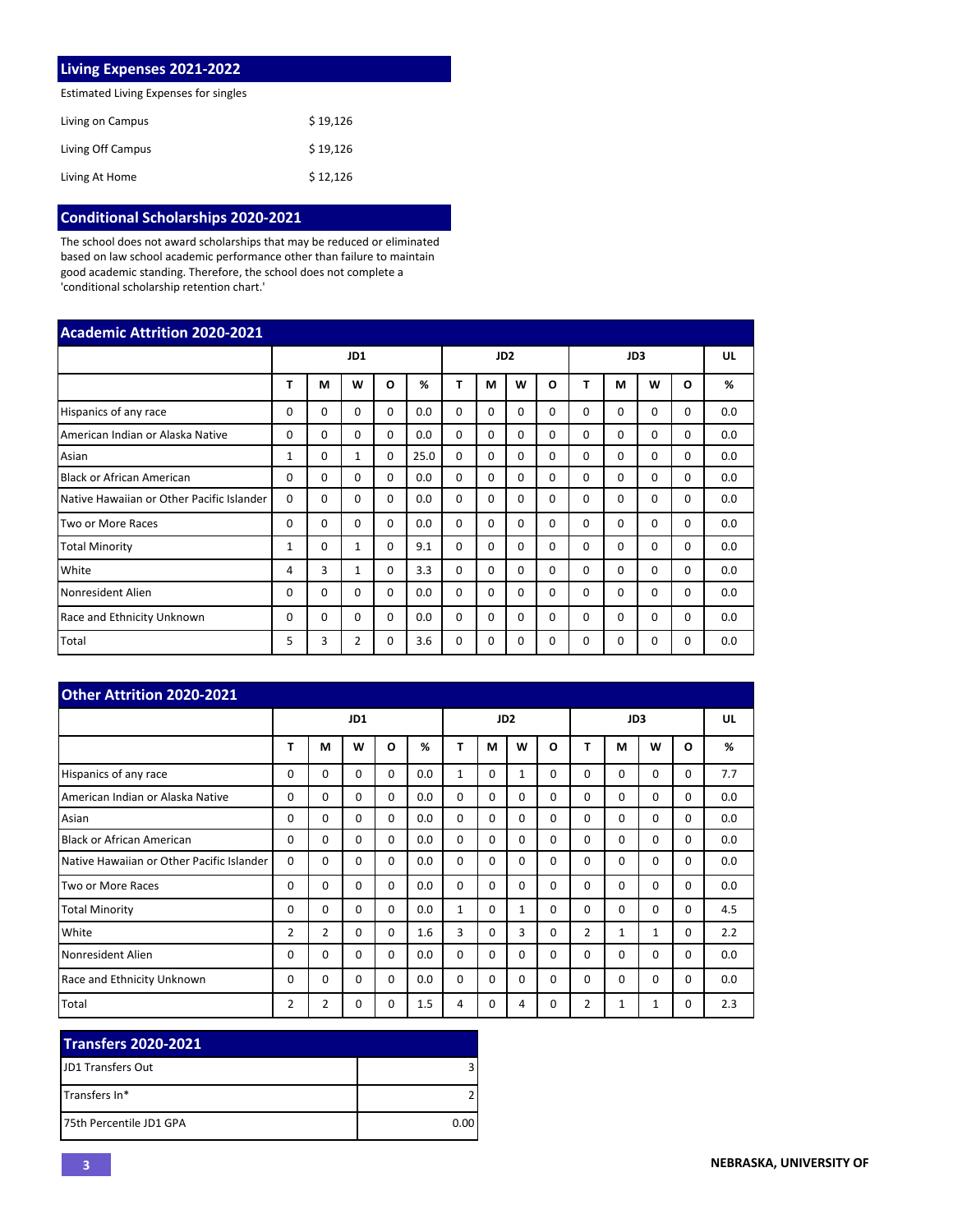## Living Expenses 2021-2022

Estimated Living Expenses for singles

| | |
|---|---|
| Living on Campus | $ 19,126 |
| Living Off Campus | $ 19,126 |
| Living At Home | $ 12,126 |

## Conditional Scholarships 2020-2021

The school does not award scholarships that may be reduced or eliminated based on law school academic performance other than failure to maintain good academic standing. Therefore, the school does not complete a 'conditional scholarship retention chart.'

## Academic Attrition 2020-2021

| | JD1 | | | | | JD2 | | | | JD3 | | | | UL |
|---|---|---|---|---|---|---|---|---|---|---|---|---|---|---|
| | T | M | W | O | % | T | M | W | O | T | M | W | O | % |
| Hispanics of any race | 0 | 0 | 0 | 0 | 0.0 | 0 | 0 | 0 | 0 | 0 | 0 | 0 | 0 | 0.0 |
| American Indian or Alaska Native | 0 | 0 | 0 | 0 | 0.0 | 0 | 0 | 0 | 0 | 0 | 0 | 0 | 0 | 0.0 |
| Asian | 1 | 0 | 1 | 0 | 25.0 | 0 | 0 | 0 | 0 | 0 | 0 | 0 | 0 | 0.0 |
| Black or African American | 0 | 0 | 0 | 0 | 0.0 | 0 | 0 | 0 | 0 | 0 | 0 | 0 | 0 | 0.0 |
| Native Hawaiian or Other Pacific Islander | 0 | 0 | 0 | 0 | 0.0 | 0 | 0 | 0 | 0 | 0 | 0 | 0 | 0 | 0.0 |
| Two or More Races | 0 | 0 | 0 | 0 | 0.0 | 0 | 0 | 0 | 0 | 0 | 0 | 0 | 0 | 0.0 |
| Total Minority | 1 | 0 | 1 | 0 | 9.1 | 0 | 0 | 0 | 0 | 0 | 0 | 0 | 0 | 0.0 |
| White | 4 | 3 | 1 | 0 | 3.3 | 0 | 0 | 0 | 0 | 0 | 0 | 0 | 0 | 0.0 |
| Nonresident Alien | 0 | 0 | 0 | 0 | 0.0 | 0 | 0 | 0 | 0 | 0 | 0 | 0 | 0 | 0.0 |
| Race and Ethnicity Unknown | 0 | 0 | 0 | 0 | 0.0 | 0 | 0 | 0 | 0 | 0 | 0 | 0 | 0 | 0.0 |
| Total | 5 | 3 | 2 | 0 | 3.6 | 0 | 0 | 0 | 0 | 0 | 0 | 0 | 0 | 0.0 |

## Other Attrition 2020-2021

| | JD1 | | | | | JD2 | | | | JD3 | | | | UL |
|---|---|---|---|---|---|---|---|---|---|---|---|---|---|---|
| | T | M | W | O | % | T | M | W | O | T | M | W | O | % |
| Hispanics of any race | 0 | 0 | 0 | 0 | 0.0 | 1 | 0 | 1 | 0 | 0 | 0 | 0 | 0 | 7.7 |
| American Indian or Alaska Native | 0 | 0 | 0 | 0 | 0.0 | 0 | 0 | 0 | 0 | 0 | 0 | 0 | 0 | 0.0 |
| Asian | 0 | 0 | 0 | 0 | 0.0 | 0 | 0 | 0 | 0 | 0 | 0 | 0 | 0 | 0.0 |
| Black or African American | 0 | 0 | 0 | 0 | 0.0 | 0 | 0 | 0 | 0 | 0 | 0 | 0 | 0 | 0.0 |
| Native Hawaiian or Other Pacific Islander | 0 | 0 | 0 | 0 | 0.0 | 0 | 0 | 0 | 0 | 0 | 0 | 0 | 0 | 0.0 |
| Two or More Races | 0 | 0 | 0 | 0 | 0.0 | 0 | 0 | 0 | 0 | 0 | 0 | 0 | 0 | 0.0 |
| Total Minority | 0 | 0 | 0 | 0 | 0.0 | 1 | 0 | 1 | 0 | 0 | 0 | 0 | 0 | 4.5 |
| White | 2 | 2 | 0 | 0 | 1.6 | 3 | 0 | 3 | 0 | 2 | 1 | 1 | 0 | 2.2 |
| Nonresident Alien | 0 | 0 | 0 | 0 | 0.0 | 0 | 0 | 0 | 0 | 0 | 0 | 0 | 0 | 0.0 |
| Race and Ethnicity Unknown | 0 | 0 | 0 | 0 | 0.0 | 0 | 0 | 0 | 0 | 0 | 0 | 0 | 0 | 0.0 |
| Total | 2 | 2 | 0 | 0 | 1.5 | 4 | 0 | 4 | 0 | 2 | 1 | 1 | 0 | 2.3 |

## Transfers 2020-2021

| | |
|---|---|
| JD1 Transfers Out | 3 |
| Transfers In* | 2 |
| 75th Percentile JD1 GPA | 0.00 |

NEBRASKA, UNIVERSITY OF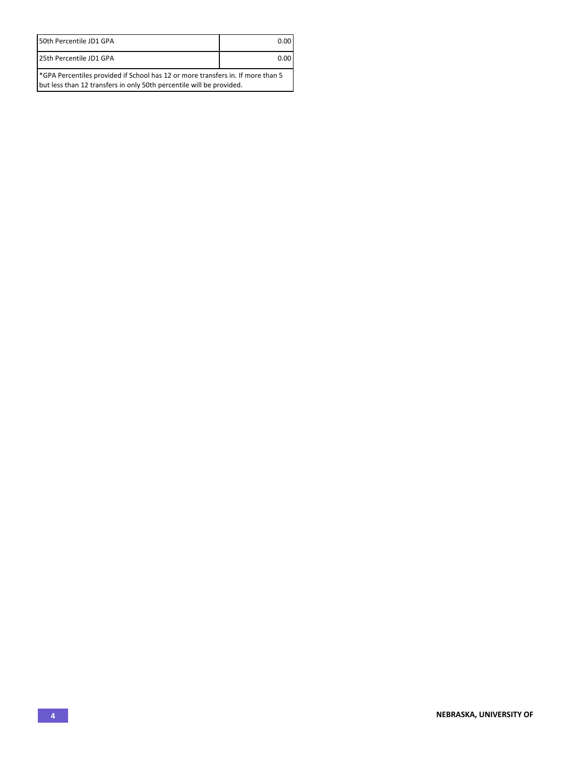| | |
|---|---|
| 50th Percentile JD1 GPA | 0.00 |
| 25th Percentile JD1 GPA | 0.00 |
| *GPA Percentiles provided if School has 12 or more transfers in. If more than 5 but less than 12 transfers in only 50th percentile will be provided. | |